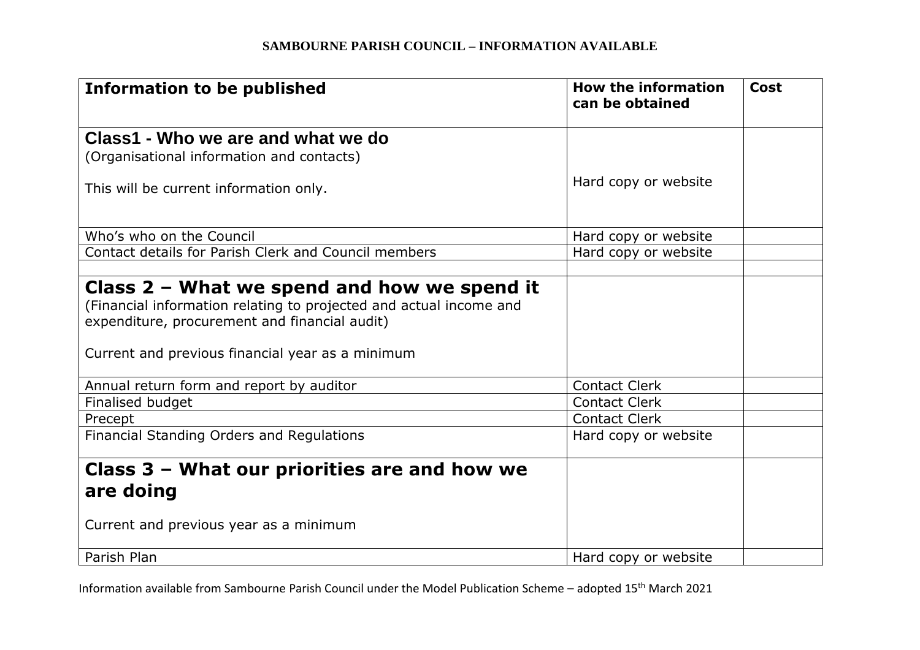# SAMBOURNE PARISH COUNCIL – INFORMATION AVAILABLE

| Information to be published | How the information can be obtained | Cost |
|---|---|---|
| **Class1 - Who we are and what we do**<br>(Organisational information and contacts)<br><br>This will be current information only. | Hard copy or website | |
| Who's who on the Council | Hard copy or website | |
| Contact details for Parish Clerk and Council members | Hard copy or website | |
| | | |
| **Class 2 – What we spend and how we spend it**<br>(Financial information relating to projected and actual income and expenditure, procurement and financial audit)<br><br>Current and previous financial year as a minimum | | |
| Annual return form and report by auditor | Contact Clerk | |
| Finalised budget | Contact Clerk | |
| Precept | Contact Clerk | |
| Financial Standing Orders and Regulations | Hard copy or website | |
| **Class 3 – What our priorities are and how we are doing**<br><br>Current and previous year as a minimum | | |
| Parish Plan | Hard copy or website | |

Information available from Sambourne Parish Council under the Model Publication Scheme – adopted 15th March 2021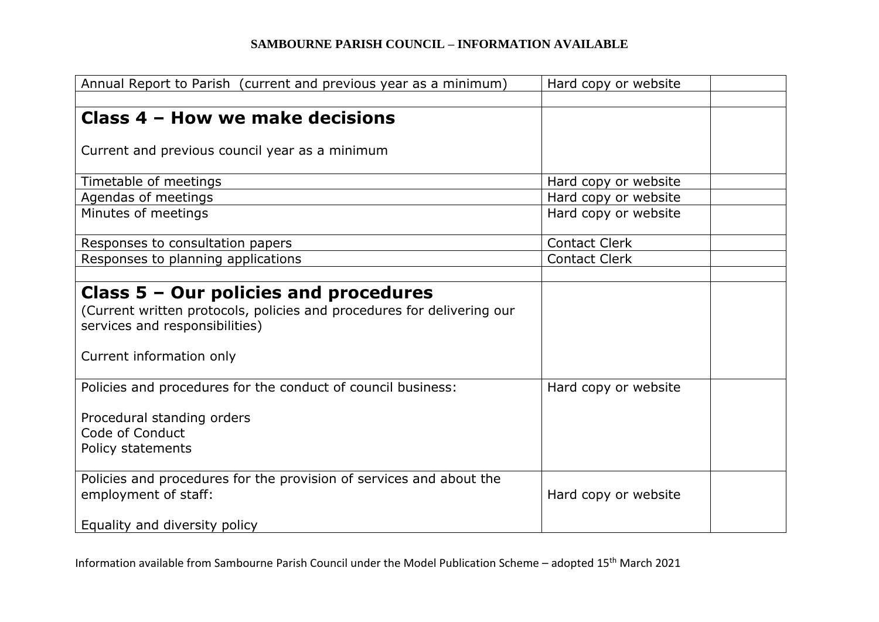| Annual Report to Parish (current and previous year as a minimum) | Hard copy or website | |
|---|---|---|
| | | |
| **Class 4 – How we make decisions**<br><br>Current and previous council year as a minimum | | |
| Timetable of meetings | Hard copy or website | |
| Agendas of meetings | Hard copy or website | |
| Minutes of meetings | Hard copy or website | |
| Responses to consultation papers | Contact Clerk | |
| Responses to planning applications | Contact Clerk | |
| | | |
| **Class 5 – Our policies and procedures**<br>(Current written protocols, policies and procedures for delivering our services and responsibilities)<br><br>Current information only | | |
| Policies and procedures for the conduct of council business:<br><br>Procedural standing orders<br>Code of Conduct<br>Policy statements | Hard copy or website | |
| Policies and procedures for the provision of services and about the employment of staff:<br><br>Equality and diversity policy | Hard copy or website | |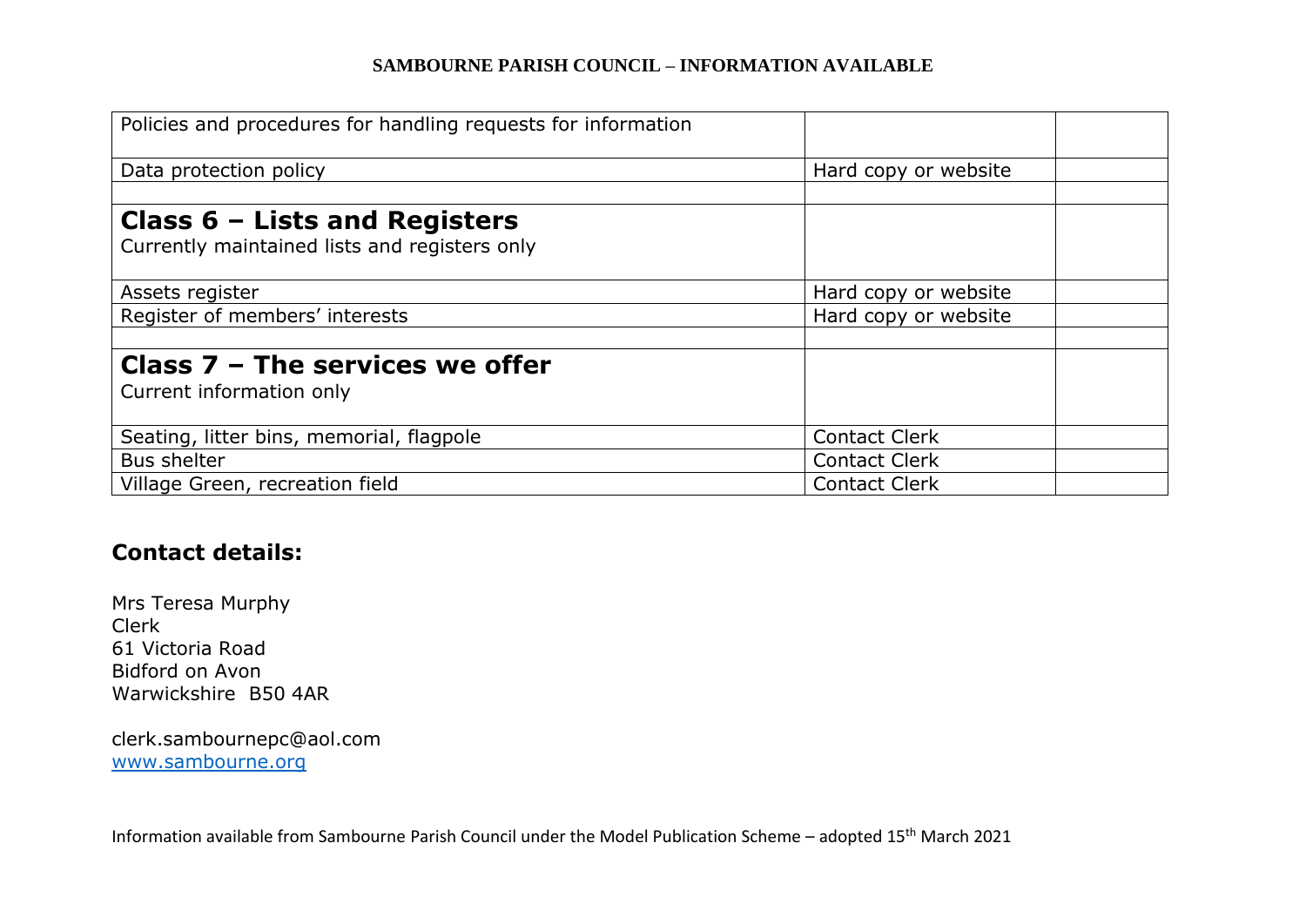| | | |
|---|---|---|
| Policies and procedures for handling requests for information | | |
| Data protection policy | Hard copy or website | |
| | | |
| **Class 6 – Lists and Registers**<br>Currently maintained lists and registers only | | |
| Assets register | Hard copy or website | |
| Register of members' interests | Hard copy or website | |
| | | |
| **Class 7 – The services we offer**<br>Current information only | | |
| Seating, litter bins, memorial, flagpole | Contact Clerk | |
| Bus shelter | Contact Clerk | |
| Village Green, recreation field | Contact Clerk | |

## Contact details:

Mrs Teresa Murphy
Clerk
61 Victoria Road
Bidford on Avon
Warwickshire B50 4AR

clerk.sambournepc@aol.com
[www.sambourne.org](http://www.sambourne.org)

Information available from Sambourne Parish Council under the Model Publication Scheme – adopted 15th March 2021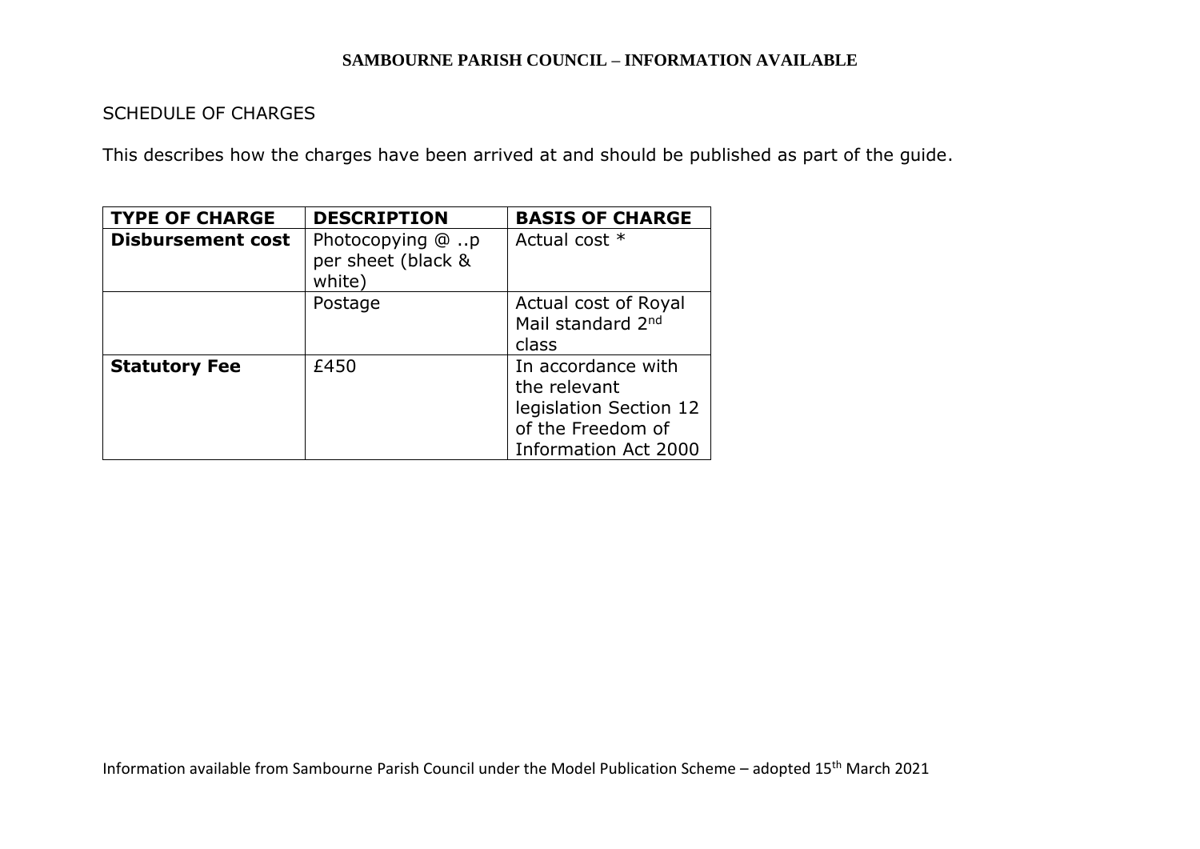**SAMBOURNE PARISH COUNCIL – INFORMATION AVAILABLE**

SCHEDULE OF CHARGES

This describes how the charges have been arrived at and should be published as part of the guide.

| TYPE OF CHARGE | DESCRIPTION | BASIS OF CHARGE |
|---|---|---|
| **Disbursement cost** | Photocopying @ ..p per sheet (black & white) | Actual cost * |
| | Postage | Actual cost of Royal Mail standard 2nd class |
| **Statutory Fee** | £450 | In accordance with the relevant legislation Section 12 of the Freedom of Information Act 2000 |

Information available from Sambourne Parish Council under the Model Publication Scheme – adopted 15th March 2021